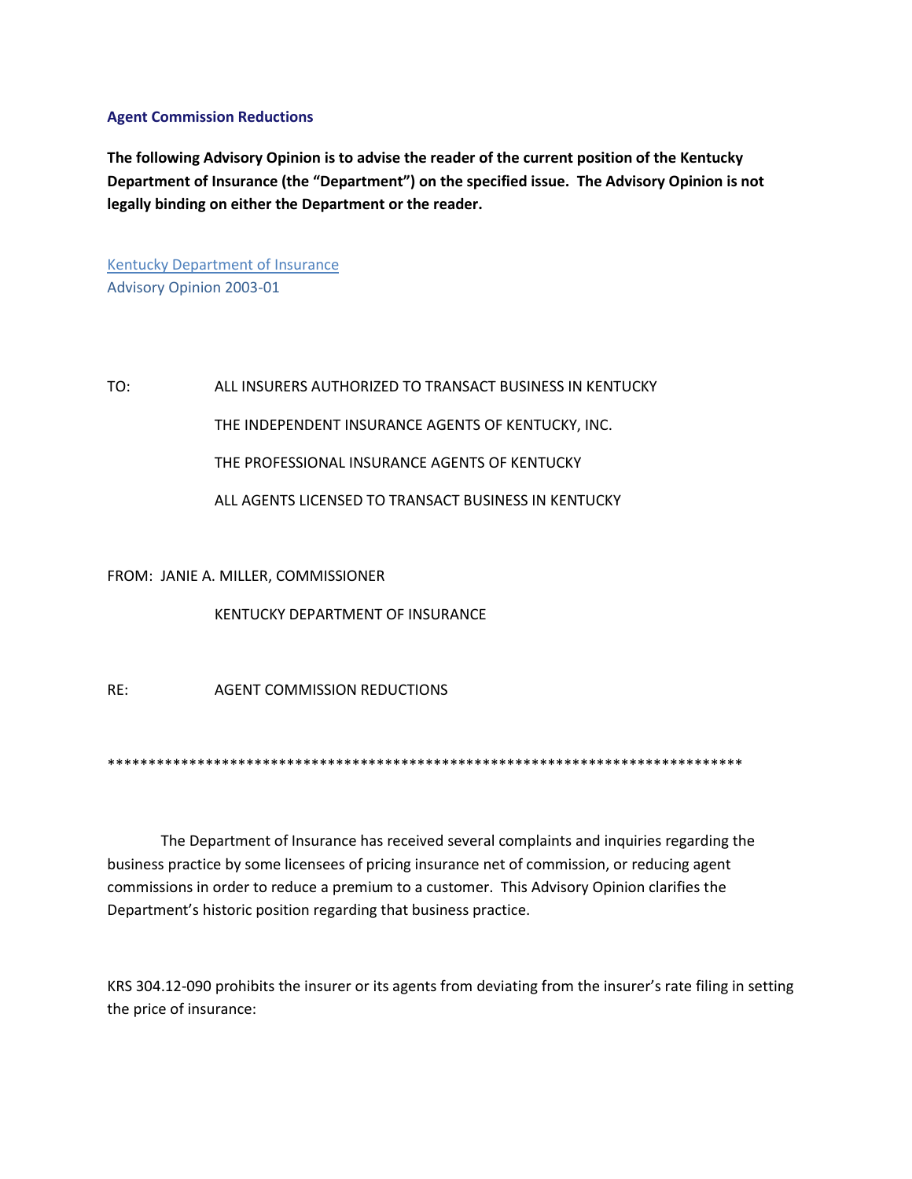## Agent Commission Reductions

**The following Advisory Opinion is to advise the reader of the current position of the Kentucky Department of Insurance (the "Department") on the specified issue. The Advisory Opinion is not legally binding on either the Department or the reader.**

Kentucky Department of Insurance
Advisory Opinion 2003-01

TO: ALL INSURERS AUTHORIZED TO TRANSACT BUSINESS IN KENTUCKY

THE INDEPENDENT INSURANCE AGENTS OF KENTUCKY, INC.

THE PROFESSIONAL INSURANCE AGENTS OF KENTUCKY

ALL AGENTS LICENSED TO TRANSACT BUSINESS IN KENTUCKY

FROM: JANIE A. MILLER, COMMISSIONER

KENTUCKY DEPARTMENT OF INSURANCE

RE: AGENT COMMISSION REDUCTIONS

*******************************************************************************

The Department of Insurance has received several complaints and inquiries regarding the business practice by some licensees of pricing insurance net of commission, or reducing agent commissions in order to reduce a premium to a customer. This Advisory Opinion clarifies the Department's historic position regarding that business practice.

KRS 304.12-090 prohibits the insurer or its agents from deviating from the insurer's rate filing in setting the price of insurance: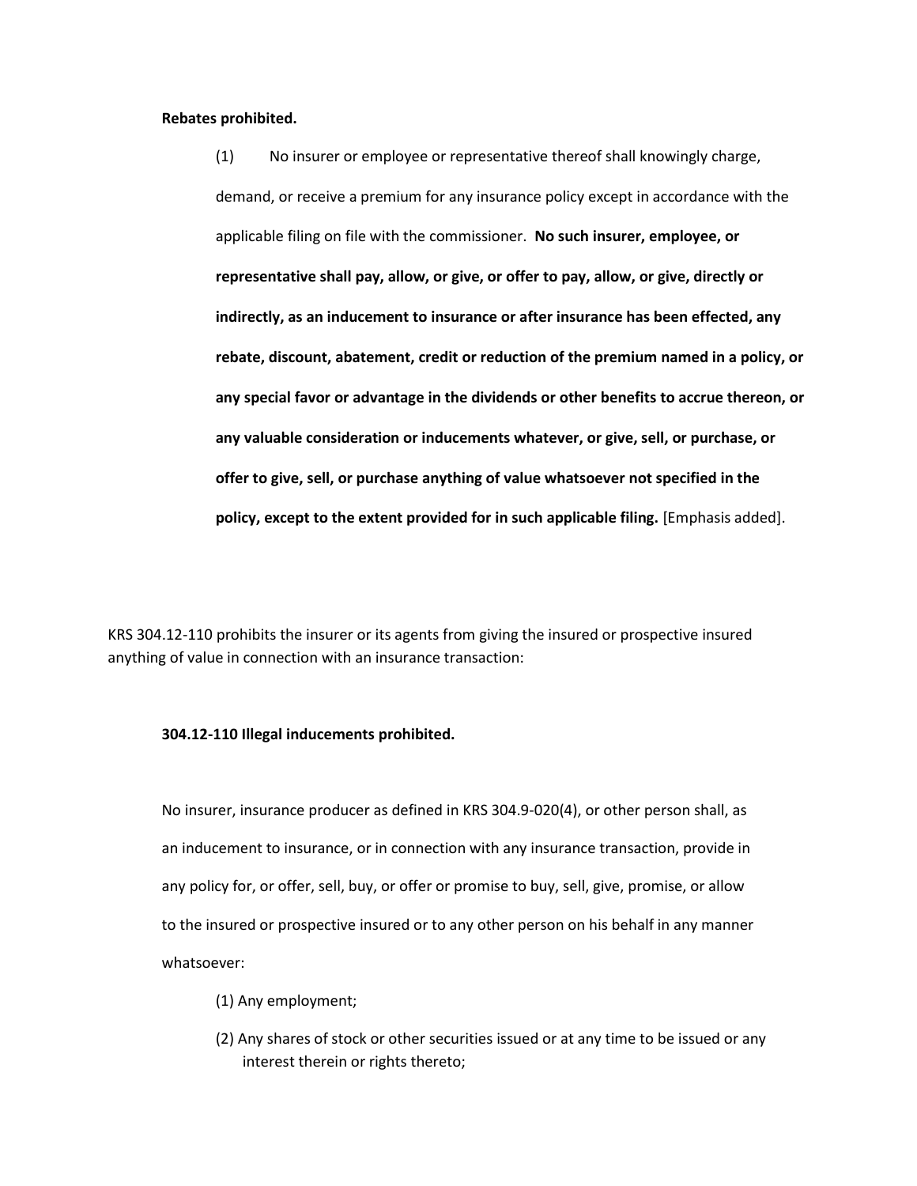**Rebates prohibited.**

> (1) No insurer or employee or representative thereof shall knowingly charge, demand, or receive a premium for any insurance policy except in accordance with the applicable filing on file with the commissioner. **No such insurer, employee, or representative shall pay, allow, or give, or offer to pay, allow, or give, directly or indirectly, as an inducement to insurance or after insurance has been effected, any rebate, discount, abatement, credit or reduction of the premium named in a policy, or any special favor or advantage in the dividends or other benefits to accrue thereon, or any valuable consideration or inducements whatever, or give, sell, or purchase, or offer to give, sell, or purchase anything of value whatsoever not specified in the policy, except to the extent provided for in such applicable filing.** [Emphasis added].

KRS 304.12-110 prohibits the insurer or its agents from giving the insured or prospective insured anything of value in connection with an insurance transaction:

**304.12-110 Illegal inducements prohibited.**

> No insurer, insurance producer as defined in KRS 304.9-020(4), or other person shall, as an inducement to insurance, or in connection with any insurance transaction, provide in any policy for, or offer, sell, buy, or offer or promise to buy, sell, give, promise, or allow to the insured or prospective insured or to any other person on his behalf in any manner whatsoever:
>
> (1) Any employment;
>
> (2) Any shares of stock or other securities issued or at any time to be issued or any interest therein or rights thereto;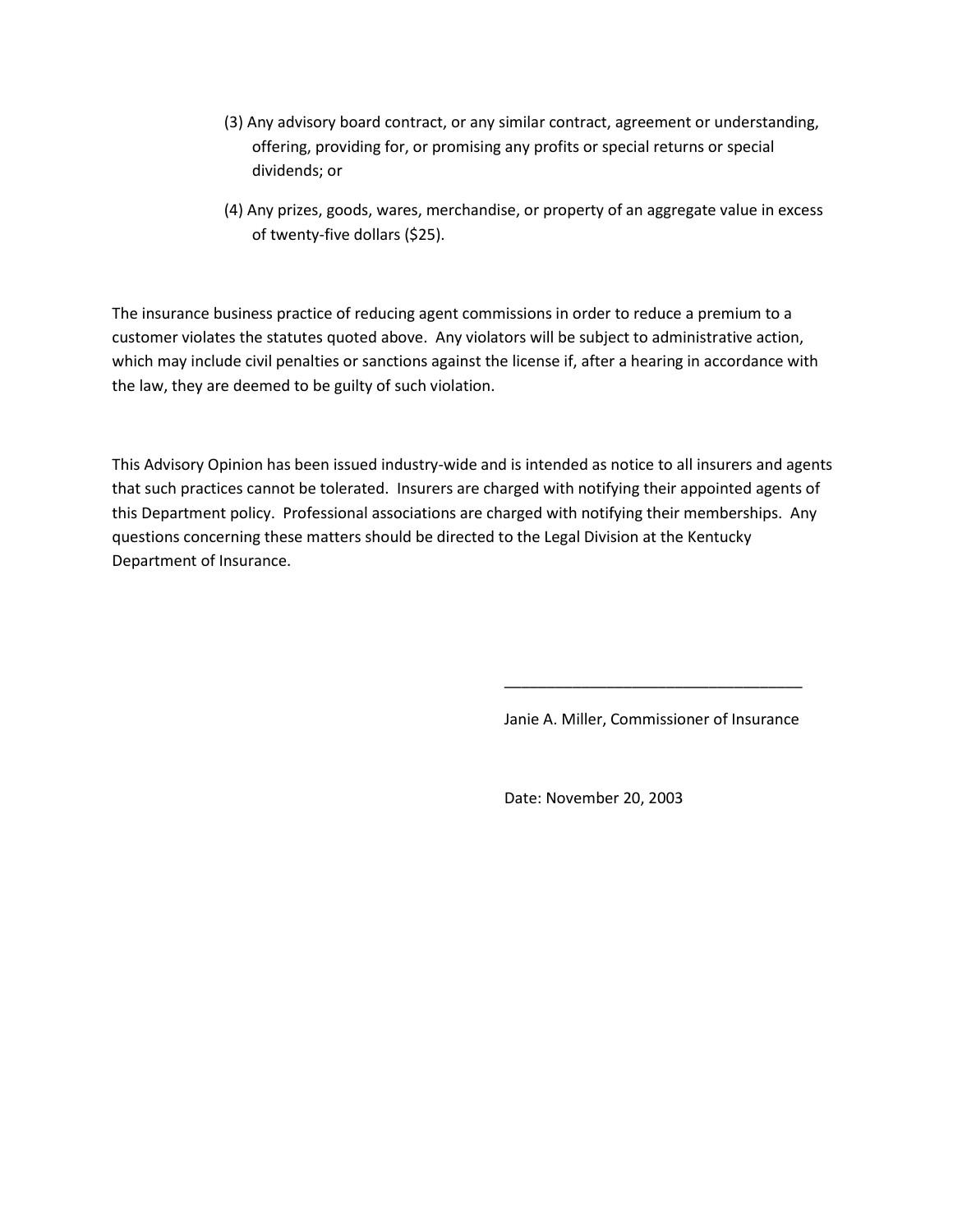(3) Any advisory board contract, or any similar contract, agreement or understanding, offering, providing for, or promising any profits or special returns or special dividends; or

(4) Any prizes, goods, wares, merchandise, or property of an aggregate value in excess of twenty-five dollars ($25).

The insurance business practice of reducing agent commissions in order to reduce a premium to a customer violates the statutes quoted above. Any violators will be subject to administrative action, which may include civil penalties or sanctions against the license if, after a hearing in accordance with the law, they are deemed to be guilty of such violation.

This Advisory Opinion has been issued industry-wide and is intended as notice to all insurers and agents that such practices cannot be tolerated. Insurers are charged with notifying their appointed agents of this Department policy. Professional associations are charged with notifying their memberships. Any questions concerning these matters should be directed to the Legal Division at the Kentucky Department of Insurance.

\_\_\_\_\_\_\_\_\_\_\_\_\_\_\_\_\_\_\_\_\_\_\_\_\_\_\_\_\_\_\_\_\_\_\_\_

Janie A. Miller, Commissioner of Insurance

Date: November 20, 2003